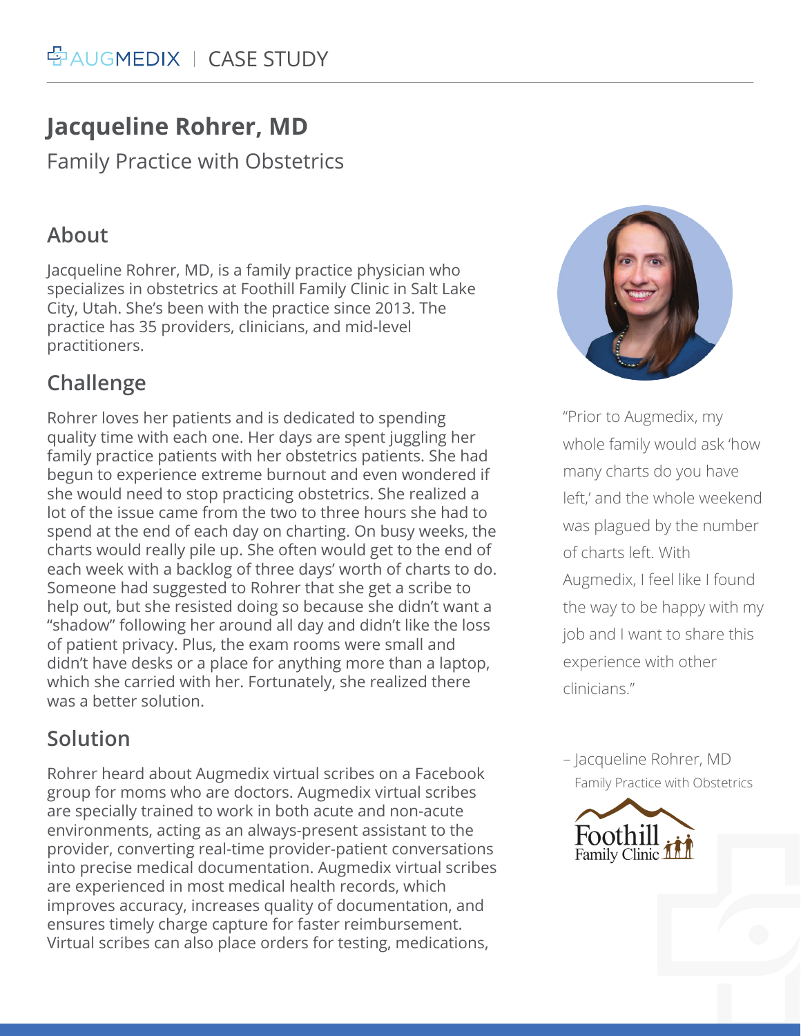AUGMEDIX | CASE STUDY

# Jacqueline Rohrer, MD

Family Practice with Obstetrics

## About

Jacqueline Rohrer, MD, is a family practice physician who specializes in obstetrics at Foothill Family Clinic in Salt Lake City, Utah. She's been with the practice since 2013. The practice has 35 providers, clinicians, and mid-level practitioners.

## Challenge

Rohrer loves her patients and is dedicated to spending quality time with each one. Her days are spent juggling her family practice patients with her obstetrics patients. She had begun to experience extreme burnout and even wondered if she would need to stop practicing obstetrics. She realized a lot of the issue came from the two to three hours she had to spend at the end of each day on charting. On busy weeks, the charts would really pile up. She often would get to the end of each week with a backlog of three days' worth of charts to do. Someone had suggested to Rohrer that she get a scribe to help out, but she resisted doing so because she didn't want a "shadow" following her around all day and didn't like the loss of patient privacy. Plus, the exam rooms were small and didn't have desks or a place for anything more than a laptop, which she carried with her. Fortunately, she realized there was a better solution.

## Solution

Rohrer heard about Augmedix virtual scribes on a Facebook group for moms who are doctors. Augmedix virtual scribes are specially trained to work in both acute and non-acute environments, acting as an always-present assistant to the provider, converting real-time provider-patient conversations into precise medical documentation. Augmedix virtual scribes are experienced in most medical health records, which improves accuracy, increases quality of documentation, and ensures timely charge capture for faster reimbursement. Virtual scribes can also place orders for testing, medications,

"Prior to Augmedix, my whole family would ask 'how many charts do you have left,' and the whole weekend was plagued by the number of charts left. With Augmedix, I feel like I found the way to be happy with my job and I want to share this experience with other clinicians."

– Jacqueline Rohrer, MD
Family Practice with Obstetrics

Foothill Family Clinic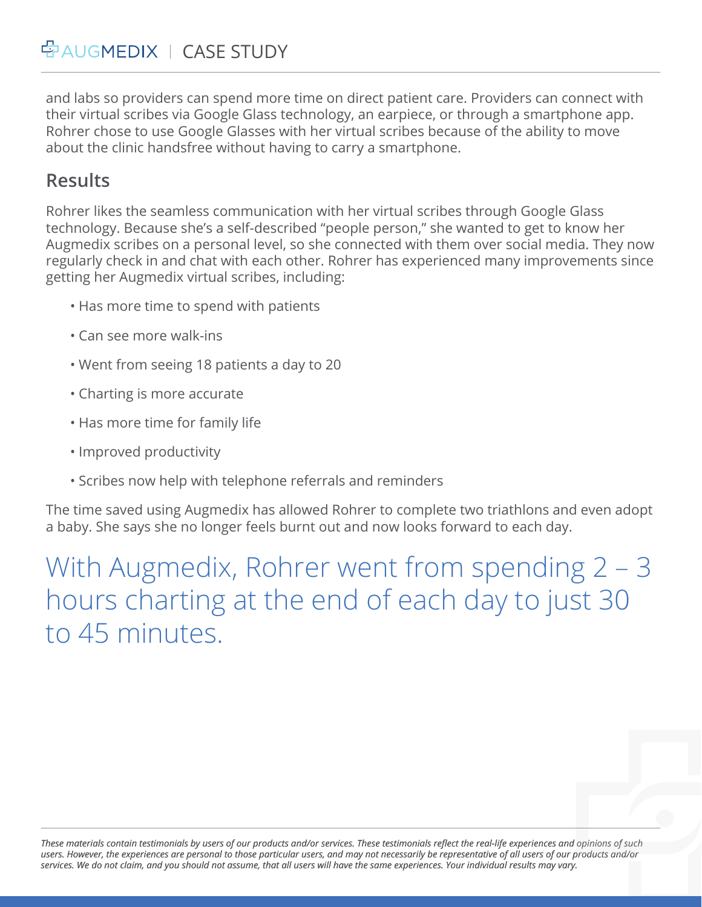and labs so providers can spend more time on direct patient care. Providers can connect with their virtual scribes via Google Glass technology, an earpiece, or through a smartphone app. Rohrer chose to use Google Glasses with her virtual scribes because of the ability to move about the clinic handsfree without having to carry a smartphone.

## Results

Rohrer likes the seamless communication with her virtual scribes through Google Glass technology. Because she's a self-described "people person," she wanted to get to know her Augmedix scribes on a personal level, so she connected with them over social media. They now regularly check in and chat with each other. Rohrer has experienced many improvements since getting her Augmedix virtual scribes, including:

- Has more time to spend with patients
- Can see more walk-ins
- Went from seeing 18 patients a day to 20
- Charting is more accurate
- Has more time for family life
- Improved productivity
- Scribes now help with telephone referrals and reminders

The time saved using Augmedix has allowed Rohrer to complete two triathlons and even adopt a baby. She says she no longer feels burnt out and now looks forward to each day.

## With Augmedix, Rohrer went from spending 2 – 3 hours charting at the end of each day to just 30 to 45 minutes.

*These materials contain testimonials by users of our products and/or services. These testimonials reflect the real-life experiences and opinions of such users. However, the experiences are personal to those particular users, and may not necessarily be representative of all users of our products and/or services. We do not claim, and you should not assume, that all users will have the same experiences. Your individual results may vary.*